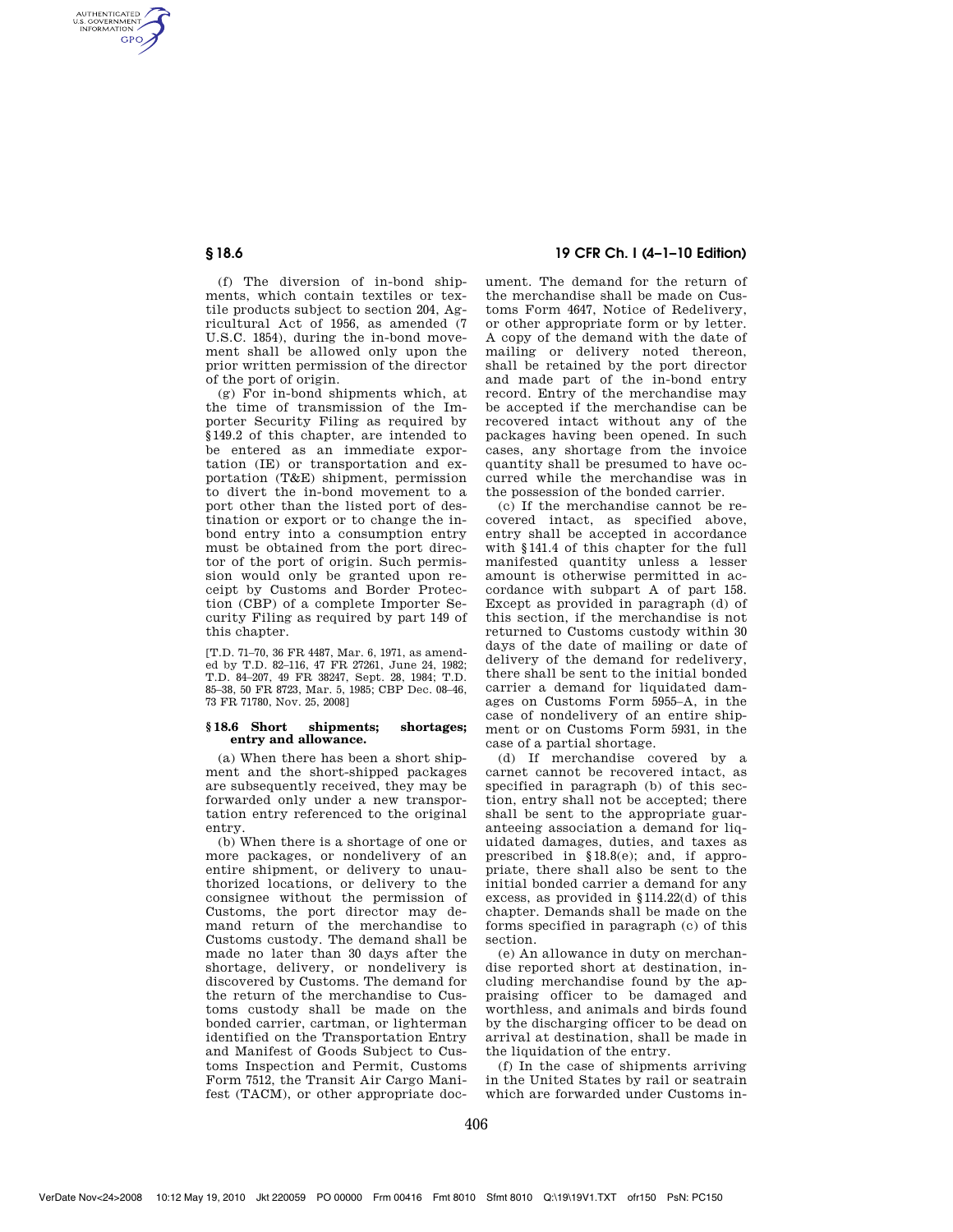(f) The diversion of in-bond shipments, which contain textiles or textile products subject to section 204, Agricultural Act of 1956, as amended (7 U.S.C. 1854), during the in-bond movement shall be allowed only upon the prior written permission of the director of the port of origin.

(g) For in-bond shipments which, at the time of transmission of the Importer Security Filing as required by §149.2 of this chapter, are intended to be entered as an immediate exportation (IE) or transportation and exportation (T&E) shipment, permission to divert the in-bond movement to a port other than the listed port of destination or export or to change the in-bond entry into a consumption entry must be obtained from the port director of the port of origin. Such permission would only be granted upon receipt by Customs and Border Protection (CBP) of a complete Importer Security Filing as required by part 149 of this chapter.

[T.D. 71–70, 36 FR 4487, Mar. 6, 1971, as amended by T.D. 82–116, 47 FR 27261, June 24, 1982; T.D. 84–207, 49 FR 38247, Sept. 28, 1984; T.D. 85–38, 50 FR 8723, Mar. 5, 1985; CBP Dec. 08–46, 73 FR 71780, Nov. 25, 2008]

### §18.6 Short shipments; shortages; entry and allowance.

(a) When there has been a short shipment and the short-shipped packages are subsequently received, they may be forwarded only under a new transportation entry referenced to the original entry.

(b) When there is a shortage of one or more packages, or nondelivery of an entire shipment, or delivery to unauthorized locations, or delivery to the consignee without the permission of Customs, the port director may demand return of the merchandise to Customs custody. The demand shall be made no later than 30 days after the shortage, delivery, or nondelivery is discovered by Customs. The demand for the return of the merchandise to Customs custody shall be made on the bonded carrier, cartman, or lighterman identified on the Transportation Entry and Manifest of Goods Subject to Customs Inspection and Permit, Customs Form 7512, the Transit Air Cargo Manifest (TACM), or other appropriate document. The demand for the return of the merchandise shall be made on Customs Form 4647, Notice of Redelivery, or other appropriate form or by letter. A copy of the demand with the date of mailing or delivery noted thereon, shall be retained by the port director and made part of the in-bond entry record. Entry of the merchandise may be accepted if the merchandise can be recovered intact without any of the packages having been opened. In such cases, any shortage from the invoice quantity shall be presumed to have occurred while the merchandise was in the possession of the bonded carrier.

(c) If the merchandise cannot be recovered intact, as specified above, entry shall be accepted in accordance with §141.4 of this chapter for the full manifested quantity unless a lesser amount is otherwise permitted in accordance with subpart A of part 158. Except as provided in paragraph (d) of this section, if the merchandise is not returned to Customs custody within 30 days of the date of mailing or date of delivery of the demand for redelivery, there shall be sent to the initial bonded carrier a demand for liquidated damages on Customs Form 5955–A, in the case of nondelivery of an entire shipment or on Customs Form 5931, in the case of a partial shortage.

(d) If merchandise covered by a carnet cannot be recovered intact, as specified in paragraph (b) of this section, entry shall not be accepted; there shall be sent to the appropriate guaranteeing association a demand for liquidated damages, duties, and taxes as prescribed in §18.8(e); and, if appropriate, there shall also be sent to the initial bonded carrier a demand for any excess, as provided in §114.22(d) of this chapter. Demands shall be made on the forms specified in paragraph (c) of this section.

(e) An allowance in duty on merchandise reported short at destination, including merchandise found by the appraising officer to be damaged and worthless, and animals and birds found by the discharging officer to be dead on arrival at destination, shall be made in the liquidation of the entry.

(f) In the case of shipments arriving in the United States by rail or seatrain which are forwarded under Customs in-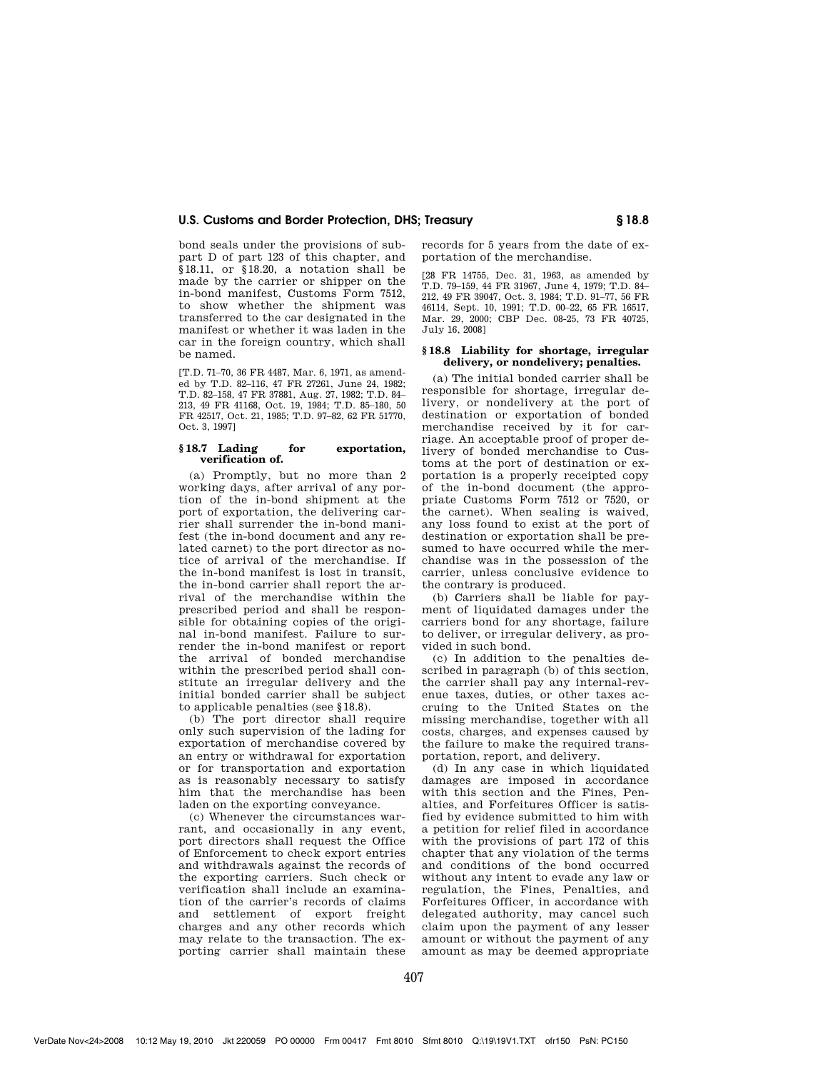bond seals under the provisions of subpart D of part 123 of this chapter, and §18.11, or §18.20, a notation shall be made by the carrier or shipper on the in-bond manifest, Customs Form 7512, to show whether the shipment was transferred to the car designated in the manifest or whether it was laden in the car in the foreign country, which shall be named.

[T.D. 71–70, 36 FR 4487, Mar. 6, 1971, as amended by T.D. 82–116, 47 FR 27261, June 24, 1982; T.D. 82–158, 47 FR 37881, Aug. 27, 1982; T.D. 84–213, 49 FR 41168, Oct. 19, 1984; T.D. 85–180, 50 FR 42517, Oct. 21, 1985; T.D. 97–82, 62 FR 51770, Oct. 3, 1997]

### §18.7 Lading for exportation, verification of.

(a) Promptly, but no more than 2 working days, after arrival of any portion of the in-bond shipment at the port of exportation, the delivering carrier shall surrender the in-bond manifest (the in-bond document and any related carnet) to the port director as notice of arrival of the merchandise. If the in-bond manifest is lost in transit, the in-bond carrier shall report the arrival of the merchandise within the prescribed period and shall be responsible for obtaining copies of the original in-bond manifest. Failure to surrender the in-bond manifest or report the arrival of bonded merchandise within the prescribed period shall constitute an irregular delivery and the initial bonded carrier shall be subject to applicable penalties (see §18.8).

(b) The port director shall require only such supervision of the lading for exportation of merchandise covered by an entry or withdrawal for exportation or for transportation and exportation as is reasonably necessary to satisfy him that the merchandise has been laden on the exporting conveyance.

(c) Whenever the circumstances warrant, and occasionally in any event, port directors shall request the Office of Enforcement to check export entries and withdrawals against the records of the exporting carriers. Such check or verification shall include an examination of the carrier's records of claims and settlement of export freight charges and any other records which may relate to the transaction. The exporting carrier shall maintain these records for 5 years from the date of exportation of the merchandise.

[28 FR 14755, Dec. 31, 1963, as amended by T.D. 79–159, 44 FR 31967, June 4, 1979; T.D. 84–212, 49 FR 39047, Oct. 3, 1984; T.D. 91–77, 56 FR 46114, Sept. 10, 1991; T.D. 00–22, 65 FR 16517, Mar. 29, 2000; CBP Dec. 08–25, 73 FR 40725, July 16, 2008]

### §18.8 Liability for shortage, irregular delivery, or nondelivery; penalties.

(a) The initial bonded carrier shall be responsible for shortage, irregular delivery, or nondelivery at the port of destination or exportation of bonded merchandise received by it for carriage. An acceptable proof of proper delivery of bonded merchandise to Customs at the port of destination or exportation is a properly receipted copy of the in-bond document (the appropriate Customs Form 7512 or 7520, or the carnet). When sealing is waived, any loss found to exist at the port of destination or exportation shall be presumed to have occurred while the merchandise was in the possession of the carrier, unless conclusive evidence to the contrary is produced.

(b) Carriers shall be liable for payment of liquidated damages under the carriers bond for any shortage, failure to deliver, or irregular delivery, as provided in such bond.

(c) In addition to the penalties described in paragraph (b) of this section, the carrier shall pay any internal-revenue taxes, duties, or other taxes accruing to the United States on the missing merchandise, together with all costs, charges, and expenses caused by the failure to make the required transportation, report, and delivery.

(d) In any case in which liquidated damages are imposed in accordance with this section and the Fines, Penalties, and Forfeitures Officer is satisfied by evidence submitted to him with a petition for relief filed in accordance with the provisions of part 172 of this chapter that any violation of the terms and conditions of the bond occurred without any intent to evade any law or regulation, the Fines, Penalties, and Forfeitures Officer, in accordance with delegated authority, may cancel such claim upon the payment of any lesser amount or without the payment of any amount as may be deemed appropriate